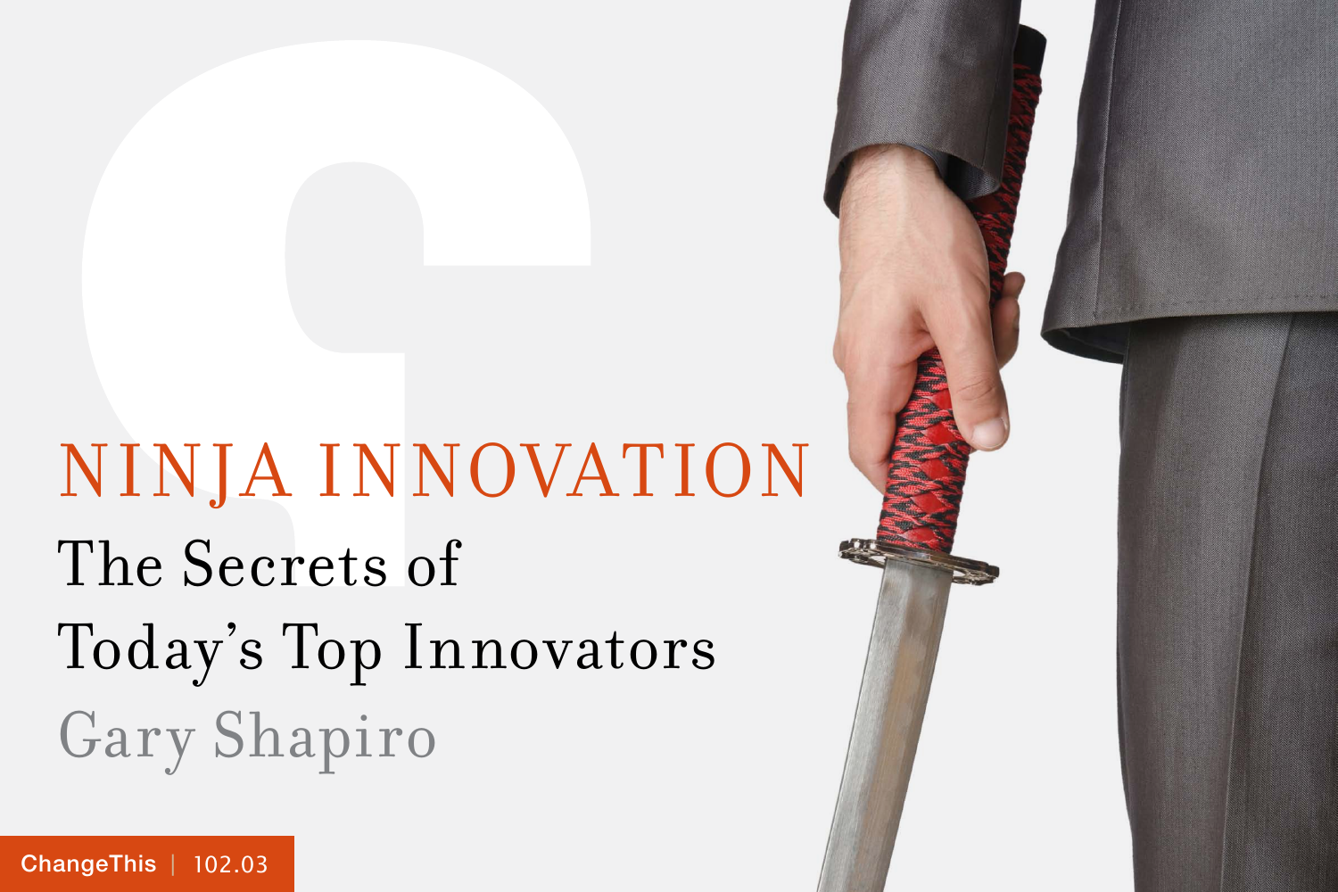# NINJA INNOVATION

## The Secrets of Today's Top Innovators

Gary Shapiro

ChangeThis | 102.03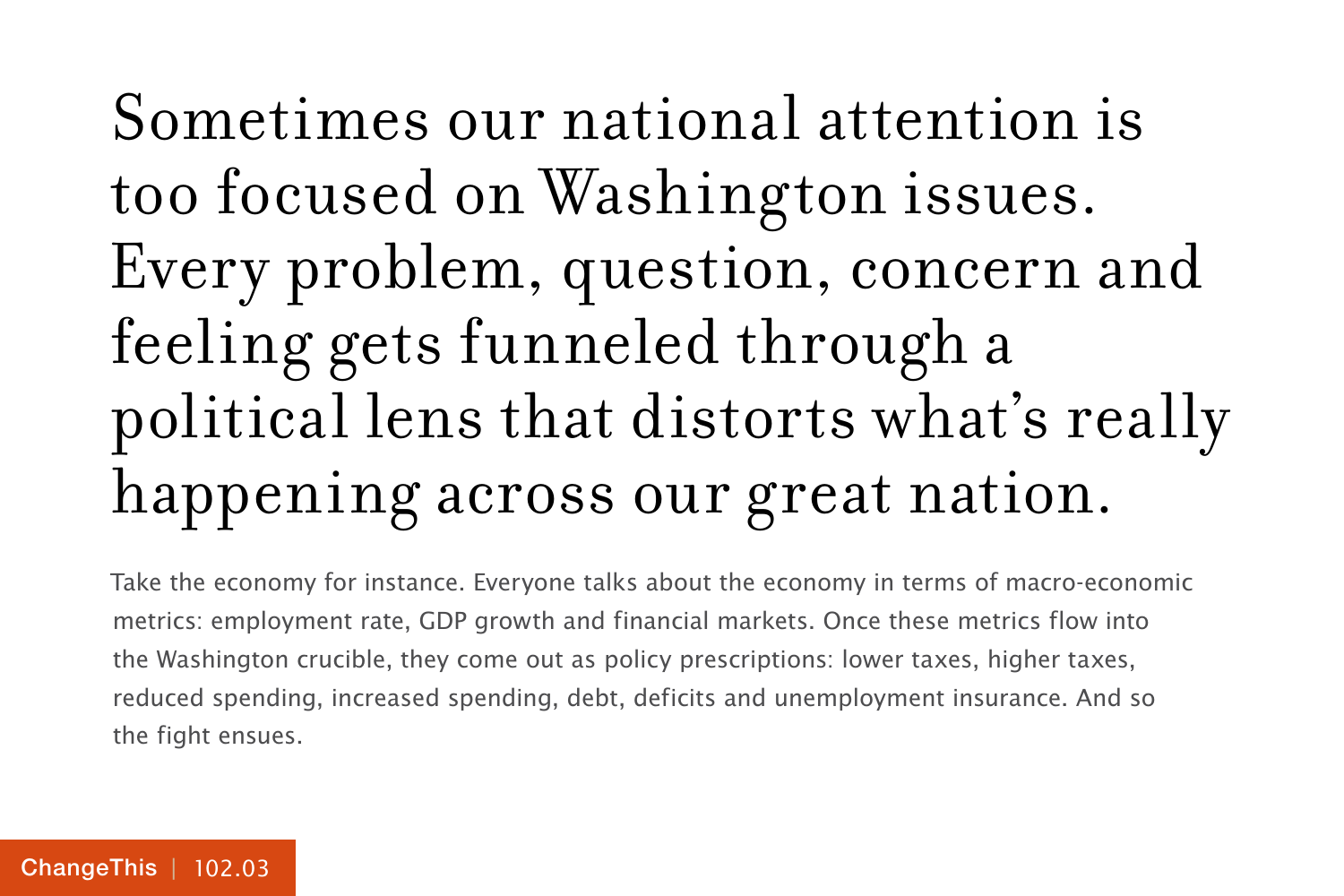# Sometimes our national attention is too focused on Washington issues. Every problem, question, concern and feeling gets funneled through a political lens that distorts what's really happening across our great nation.

Take the economy for instance. Everyone talks about the economy in terms of macro-economic metrics: employment rate, GDP growth and financial markets. Once these metrics flow into the Washington crucible, they come out as policy prescriptions: lower taxes, higher taxes, reduced spending, increased spending, debt, deficits and unemployment insurance. And so the fight ensues.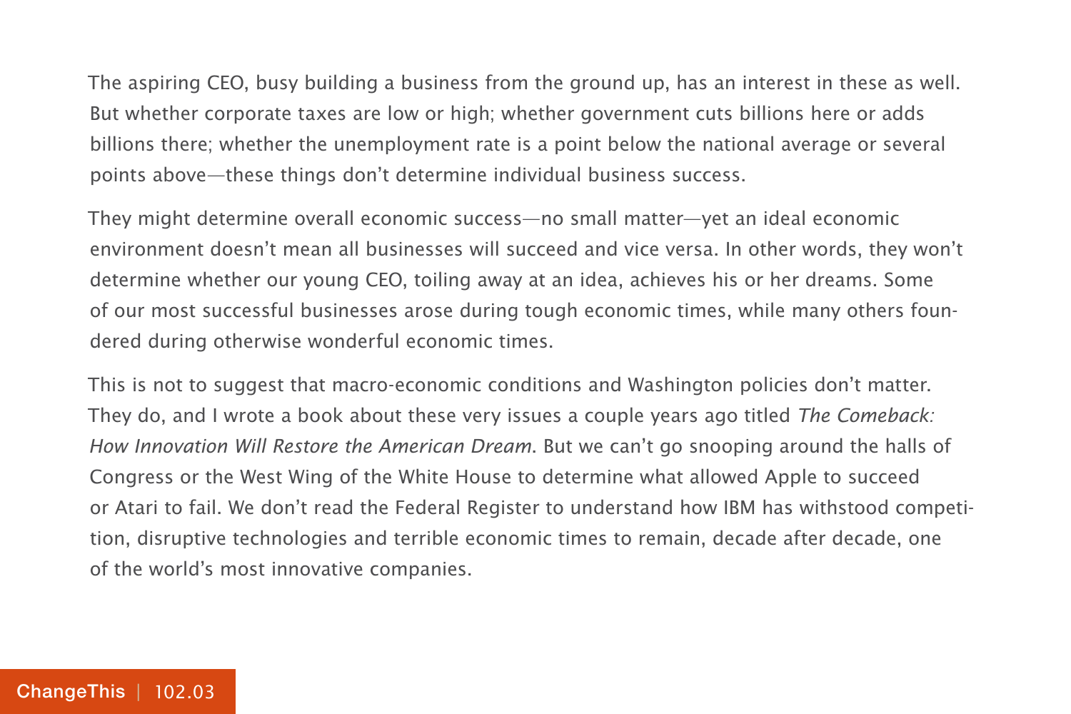The aspiring CEO, busy building a business from the ground up, has an interest in these as well. But whether corporate taxes are low or high; whether government cuts billions here or adds billions there; whether the unemployment rate is a point below the national average or several points above—these things don't determine individual business success.

They might determine overall economic success—no small matter—yet an ideal economic environment doesn't mean all businesses will succeed and vice versa. In other words, they won't determine whether our young CEO, toiling away at an idea, achieves his or her dreams. Some of our most successful businesses arose during tough economic times, while many others foundered during otherwise wonderful economic times.

This is not to suggest that macro-economic conditions and Washington policies don't matter. They do, and I wrote a book about these very issues a couple years ago titled *The Comeback: How Innovation Will Restore the American Dream*. But we can't go snooping around the halls of Congress or the West Wing of the White House to determine what allowed Apple to succeed or Atari to fail. We don't read the Federal Register to understand how IBM has withstood competition, disruptive technologies and terrible economic times to remain, decade after decade, one of the world's most innovative companies.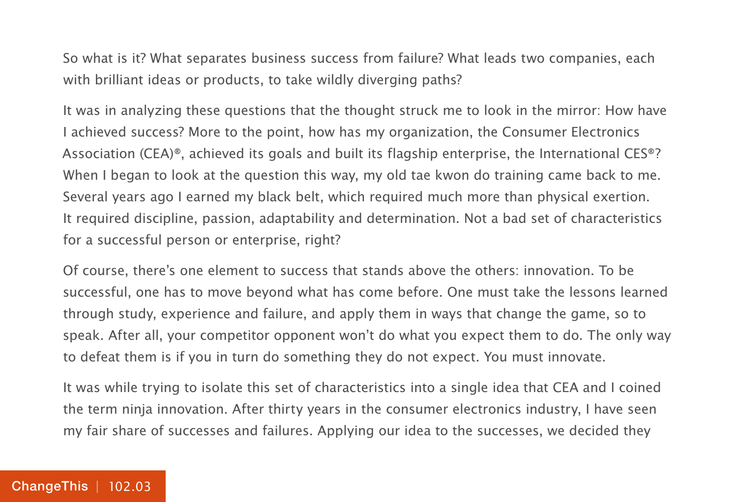So what is it? What separates business success from failure? What leads two companies, each with brilliant ideas or products, to take wildly diverging paths?

It was in analyzing these questions that the thought struck me to look in the mirror: How have I achieved success? More to the point, how has my organization, the Consumer Electronics Association (CEA)®, achieved its goals and built its flagship enterprise, the International CES®? When I began to look at the question this way, my old tae kwon do training came back to me. Several years ago I earned my black belt, which required much more than physical exertion. It required discipline, passion, adaptability and determination. Not a bad set of characteristics for a successful person or enterprise, right?

Of course, there's one element to success that stands above the others: innovation. To be successful, one has to move beyond what has come before. One must take the lessons learned through study, experience and failure, and apply them in ways that change the game, so to speak. After all, your competitor opponent won't do what you expect them to do. The only way to defeat them is if you in turn do something they do not expect. You must innovate.

It was while trying to isolate this set of characteristics into a single idea that CEA and I coined the term ninja innovation. After thirty years in the consumer electronics industry, I have seen my fair share of successes and failures. Applying our idea to the successes, we decided they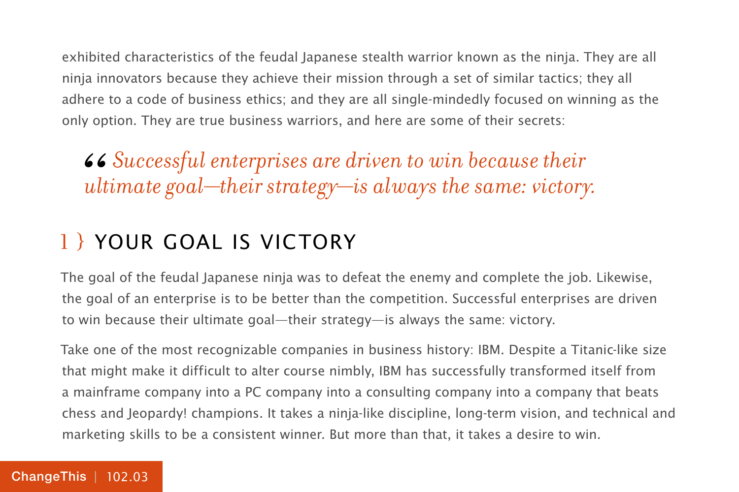exhibited characteristics of the feudal Japanese stealth warrior known as the ninja. They are all ninja innovators because they achieve their mission through a set of similar tactics; they all adhere to a code of business ethics; and they are all single-mindedly focused on winning as the only option. They are true business warriors, and here are some of their secrets:

> *“Successful enterprises are driven to win because their ultimate goal—their strategy—is always the same: victory.*

## 1 } YOUR GOAL IS VICTORY

The goal of the feudal Japanese ninja was to defeat the enemy and complete the job. Likewise, the goal of an enterprise is to be better than the competition. Successful enterprises are driven to win because their ultimate goal—their strategy—is always the same: victory.

Take one of the most recognizable companies in business history: IBM. Despite a Titanic-like size that might make it difficult to alter course nimbly, IBM has successfully transformed itself from a mainframe company into a PC company into a consulting company into a company that beats chess and Jeopardy! champions. It takes a ninja-like discipline, long-term vision, and technical and marketing skills to be a consistent winner. But more than that, it takes a desire to win.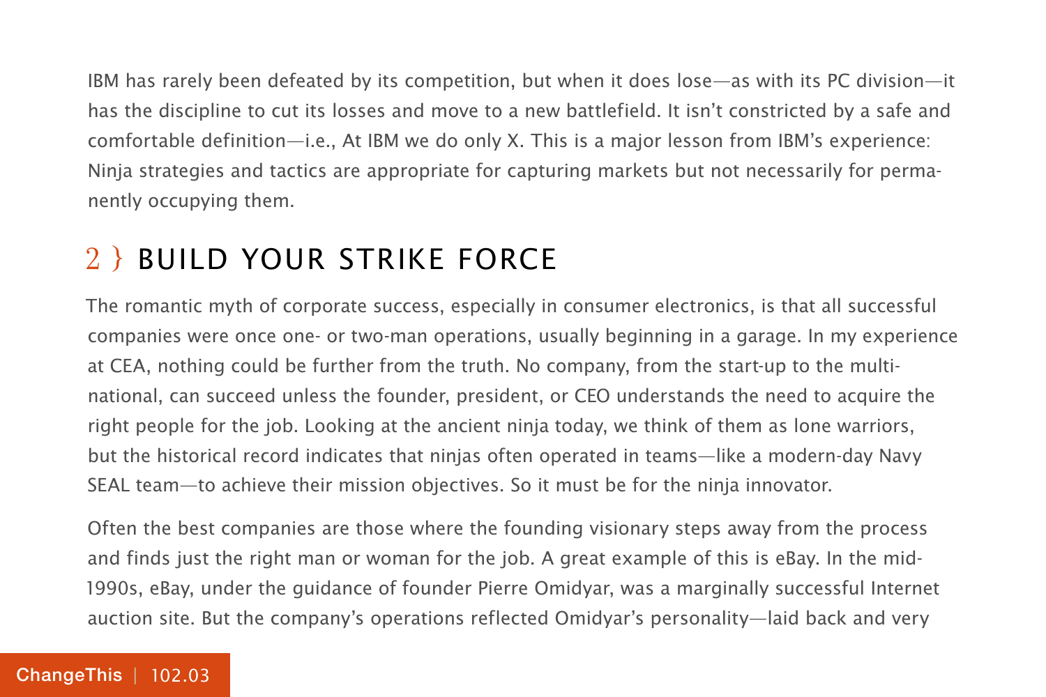IBM has rarely been defeated by its competition, but when it does lose—as with its PC division—it has the discipline to cut its losses and move to a new battlefield. It isn't constricted by a safe and comfortable definition—i.e., At IBM we do only X. This is a major lesson from IBM's experience: Ninja strategies and tactics are appropriate for capturing markets but not necessarily for permanently occupying them.

## 2 } BUILD YOUR STRIKE FORCE

The romantic myth of corporate success, especially in consumer electronics, is that all successful companies were once one- or two-man operations, usually beginning in a garage. In my experience at CEA, nothing could be further from the truth. No company, from the start-up to the multinational, can succeed unless the founder, president, or CEO understands the need to acquire the right people for the job. Looking at the ancient ninja today, we think of them as lone warriors, but the historical record indicates that ninjas often operated in teams—like a modern-day Navy SEAL team—to achieve their mission objectives. So it must be for the ninja innovator.

Often the best companies are those where the founding visionary steps away from the process and finds just the right man or woman for the job. A great example of this is eBay. In the mid-1990s, eBay, under the guidance of founder Pierre Omidyar, was a marginally successful Internet auction site. But the company's operations reflected Omidyar's personality—laid back and very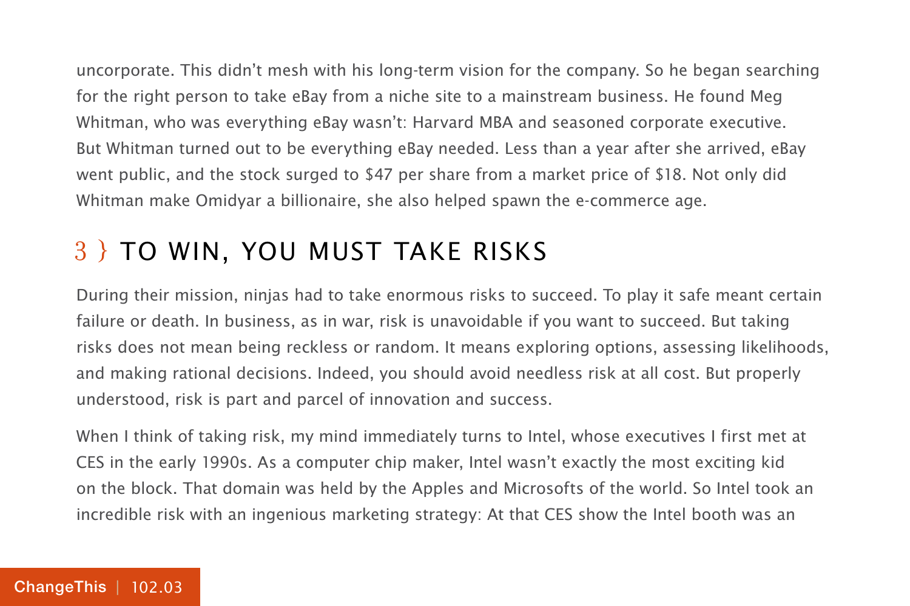uncorporate. This didn't mesh with his long-term vision for the company. So he began searching for the right person to take eBay from a niche site to a mainstream business. He found Meg Whitman, who was everything eBay wasn't: Harvard MBA and seasoned corporate executive. But Whitman turned out to be everything eBay needed. Less than a year after she arrived, eBay went public, and the stock surged to $47 per share from a market price of $18. Not only did Whitman make Omidyar a billionaire, she also helped spawn the e-commerce age.

## 3 } TO WIN, YOU MUST TAKE RISKS

During their mission, ninjas had to take enormous risks to succeed. To play it safe meant certain failure or death. In business, as in war, risk is unavoidable if you want to succeed. But taking risks does not mean being reckless or random. It means exploring options, assessing likelihoods, and making rational decisions. Indeed, you should avoid needless risk at all cost. But properly understood, risk is part and parcel of innovation and success.

When I think of taking risk, my mind immediately turns to Intel, whose executives I first met at CES in the early 1990s. As a computer chip maker, Intel wasn't exactly the most exciting kid on the block. That domain was held by the Apples and Microsofts of the world. So Intel took an incredible risk with an ingenious marketing strategy: At that CES show the Intel booth was an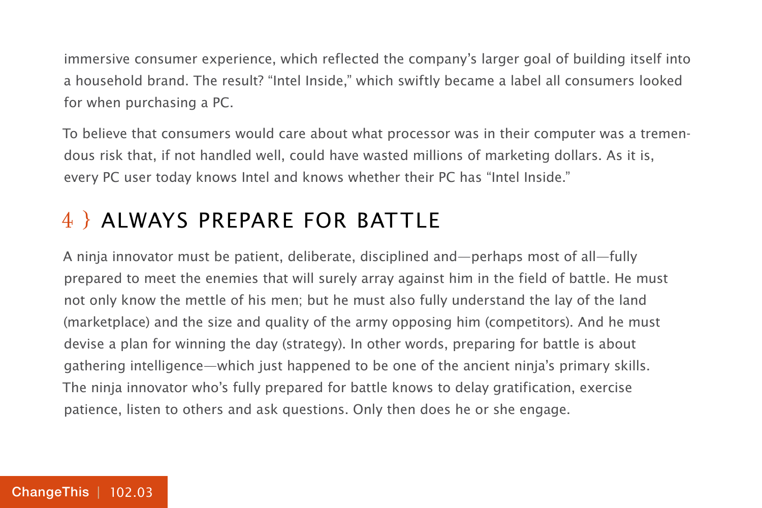immersive consumer experience, which reflected the company's larger goal of building itself into a household brand. The result? "Intel Inside," which swiftly became a label all consumers looked for when purchasing a PC.

To believe that consumers would care about what processor was in their computer was a tremendous risk that, if not handled well, could have wasted millions of marketing dollars. As it is, every PC user today knows Intel and knows whether their PC has "Intel Inside."

## 4 } ALWAYS PREPARE FOR BATTLE

A ninja innovator must be patient, deliberate, disciplined and—perhaps most of all—fully prepared to meet the enemies that will surely array against him in the field of battle. He must not only know the mettle of his men; but he must also fully understand the lay of the land (marketplace) and the size and quality of the army opposing him (competitors). And he must devise a plan for winning the day (strategy). In other words, preparing for battle is about gathering intelligence—which just happened to be one of the ancient ninja's primary skills. The ninja innovator who's fully prepared for battle knows to delay gratification, exercise patience, listen to others and ask questions. Only then does he or she engage.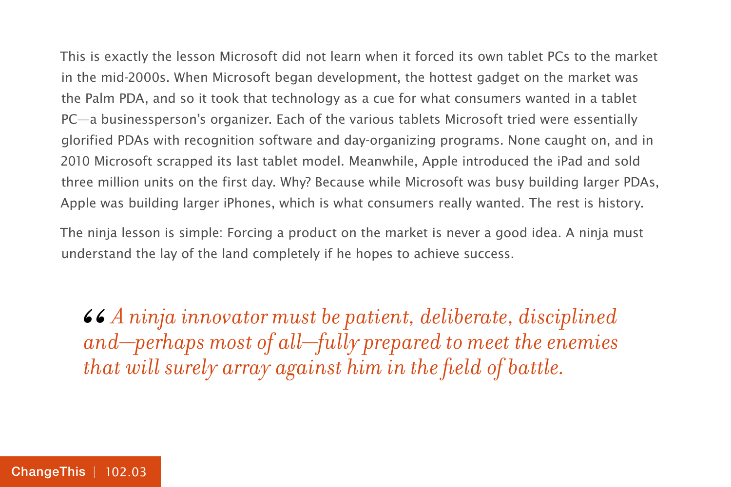This is exactly the lesson Microsoft did not learn when it forced its own tablet PCs to the market in the mid-2000s. When Microsoft began development, the hottest gadget on the market was the Palm PDA, and so it took that technology as a cue for what consumers wanted in a tablet PC—a businessperson's organizer. Each of the various tablets Microsoft tried were essentially glorified PDAs with recognition software and day-organizing programs. None caught on, and in 2010 Microsoft scrapped its last tablet model. Meanwhile, Apple introduced the iPad and sold three million units on the first day. Why? Because while Microsoft was busy building larger PDAs, Apple was building larger iPhones, which is what consumers really wanted. The rest is history.

The ninja lesson is simple: Forcing a product on the market is never a good idea. A ninja must understand the lay of the land completely if he hopes to achieve success.

> *“A ninja innovator must be patient, deliberate, disciplined and—perhaps most of all—fully prepared to meet the enemies that will surely array against him in the field of battle.*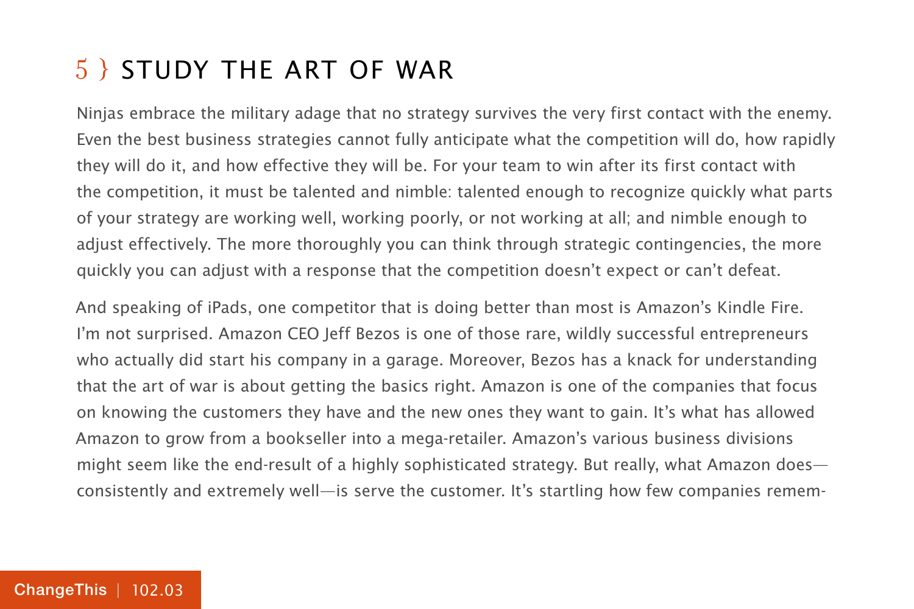## 5 } STUDY THE ART OF WAR

Ninjas embrace the military adage that no strategy survives the very first contact with the enemy. Even the best business strategies cannot fully anticipate what the competition will do, how rapidly they will do it, and how effective they will be. For your team to win after its first contact with the competition, it must be talented and nimble: talented enough to recognize quickly what parts of your strategy are working well, working poorly, or not working at all; and nimble enough to adjust effectively. The more thoroughly you can think through strategic contingencies, the more quickly you can adjust with a response that the competition doesn't expect or can't defeat.

And speaking of iPads, one competitor that is doing better than most is Amazon's Kindle Fire. I'm not surprised. Amazon CEO Jeff Bezos is one of those rare, wildly successful entrepreneurs who actually did start his company in a garage. Moreover, Bezos has a knack for understanding that the art of war is about getting the basics right. Amazon is one of the companies that focus on knowing the customers they have and the new ones they want to gain. It's what has allowed Amazon to grow from a bookseller into a mega-retailer. Amazon's various business divisions might seem like the end-result of a highly sophisticated strategy. But really, what Amazon does—consistently and extremely well—is serve the customer. It's startling how few companies remem-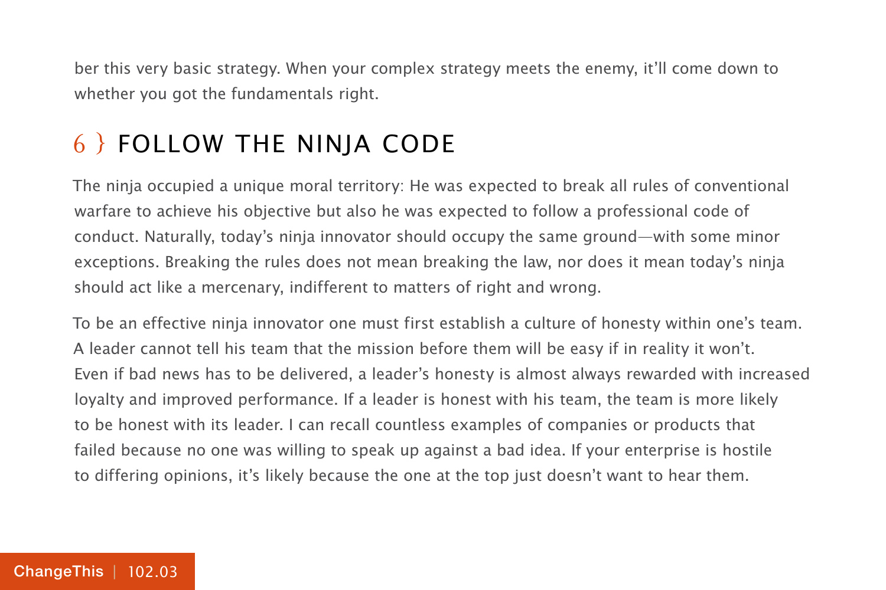ber this very basic strategy. When your complex strategy meets the enemy, it'll come down to whether you got the fundamentals right.

## 6 } FOLLOW THE NINJA CODE

The ninja occupied a unique moral territory: He was expected to break all rules of conventional warfare to achieve his objective but also he was expected to follow a professional code of conduct. Naturally, today's ninja innovator should occupy the same ground—with some minor exceptions. Breaking the rules does not mean breaking the law, nor does it mean today's ninja should act like a mercenary, indifferent to matters of right and wrong.

To be an effective ninja innovator one must first establish a culture of honesty within one's team. A leader cannot tell his team that the mission before them will be easy if in reality it won't. Even if bad news has to be delivered, a leader's honesty is almost always rewarded with increased loyalty and improved performance. If a leader is honest with his team, the team is more likely to be honest with its leader. I can recall countless examples of companies or products that failed because no one was willing to speak up against a bad idea. If your enterprise is hostile to differing opinions, it's likely because the one at the top just doesn't want to hear them.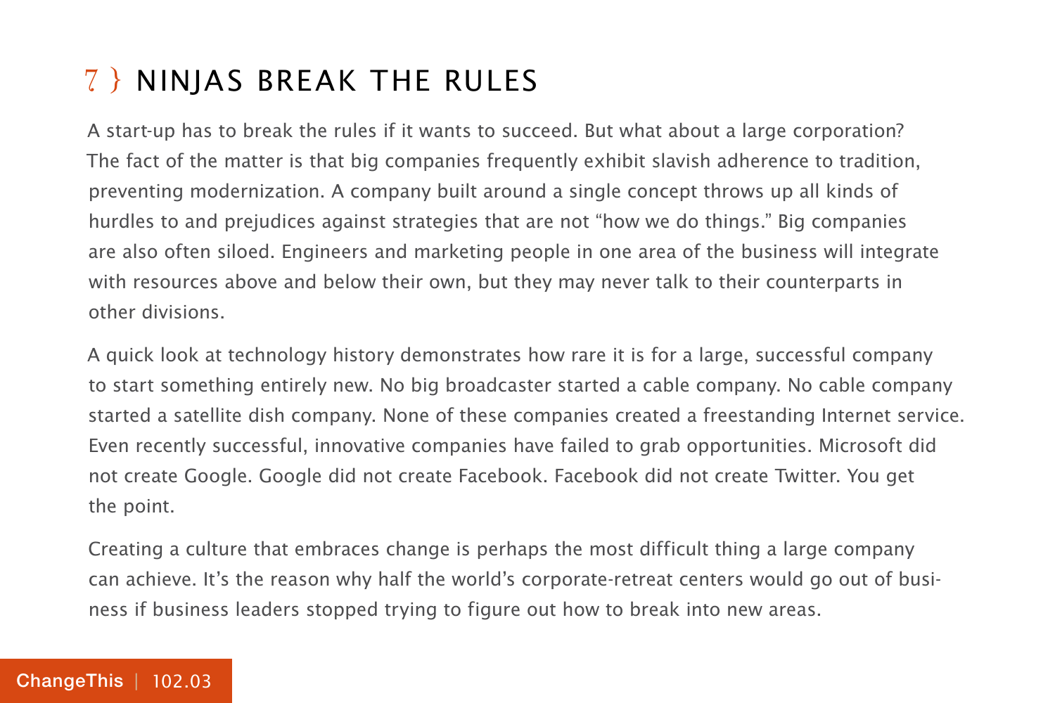## 7 } NINJAS BREAK THE RULES

A start-up has to break the rules if it wants to succeed. But what about a large corporation? The fact of the matter is that big companies frequently exhibit slavish adherence to tradition, preventing modernization. A company built around a single concept throws up all kinds of hurdles to and prejudices against strategies that are not "how we do things." Big companies are also often siloed. Engineers and marketing people in one area of the business will integrate with resources above and below their own, but they may never talk to their counterparts in other divisions.

A quick look at technology history demonstrates how rare it is for a large, successful company to start something entirely new. No big broadcaster started a cable company. No cable company started a satellite dish company. None of these companies created a freestanding Internet service. Even recently successful, innovative companies have failed to grab opportunities. Microsoft did not create Google. Google did not create Facebook. Facebook did not create Twitter. You get the point.

Creating a culture that embraces change is perhaps the most difficult thing a large company can achieve. It's the reason why half the world's corporate-retreat centers would go out of business if business leaders stopped trying to figure out how to break into new areas.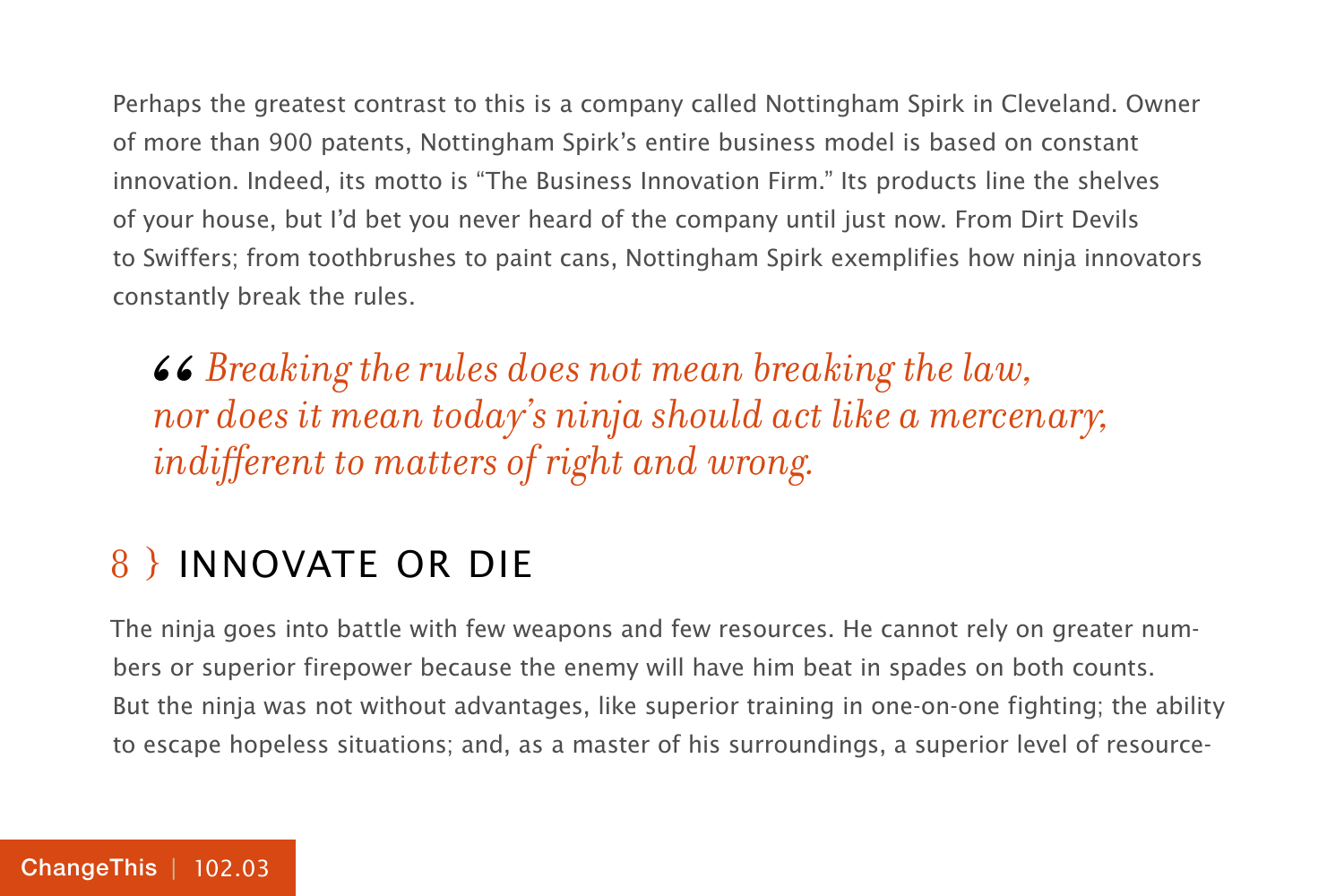Perhaps the greatest contrast to this is a company called Nottingham Spirk in Cleveland. Owner of more than 900 patents, Nottingham Spirk's entire business model is based on constant innovation. Indeed, its motto is "The Business Innovation Firm." Its products line the shelves of your house, but I'd bet you never heard of the company until just now. From Dirt Devils to Swiffers; from toothbrushes to paint cans, Nottingham Spirk exemplifies how ninja innovators constantly break the rules.

> *"Breaking the rules does not mean breaking the law, nor does it mean today's ninja should act like a mercenary, indifferent to matters of right and wrong.*

## 8 } INNOVATE OR DIE

The ninja goes into battle with few weapons and few resources. He cannot rely on greater numbers or superior firepower because the enemy will have him beat in spades on both counts. But the ninja was not without advantages, like superior training in one-on-one fighting; the ability to escape hopeless situations; and, as a master of his surroundings, a superior level of resource-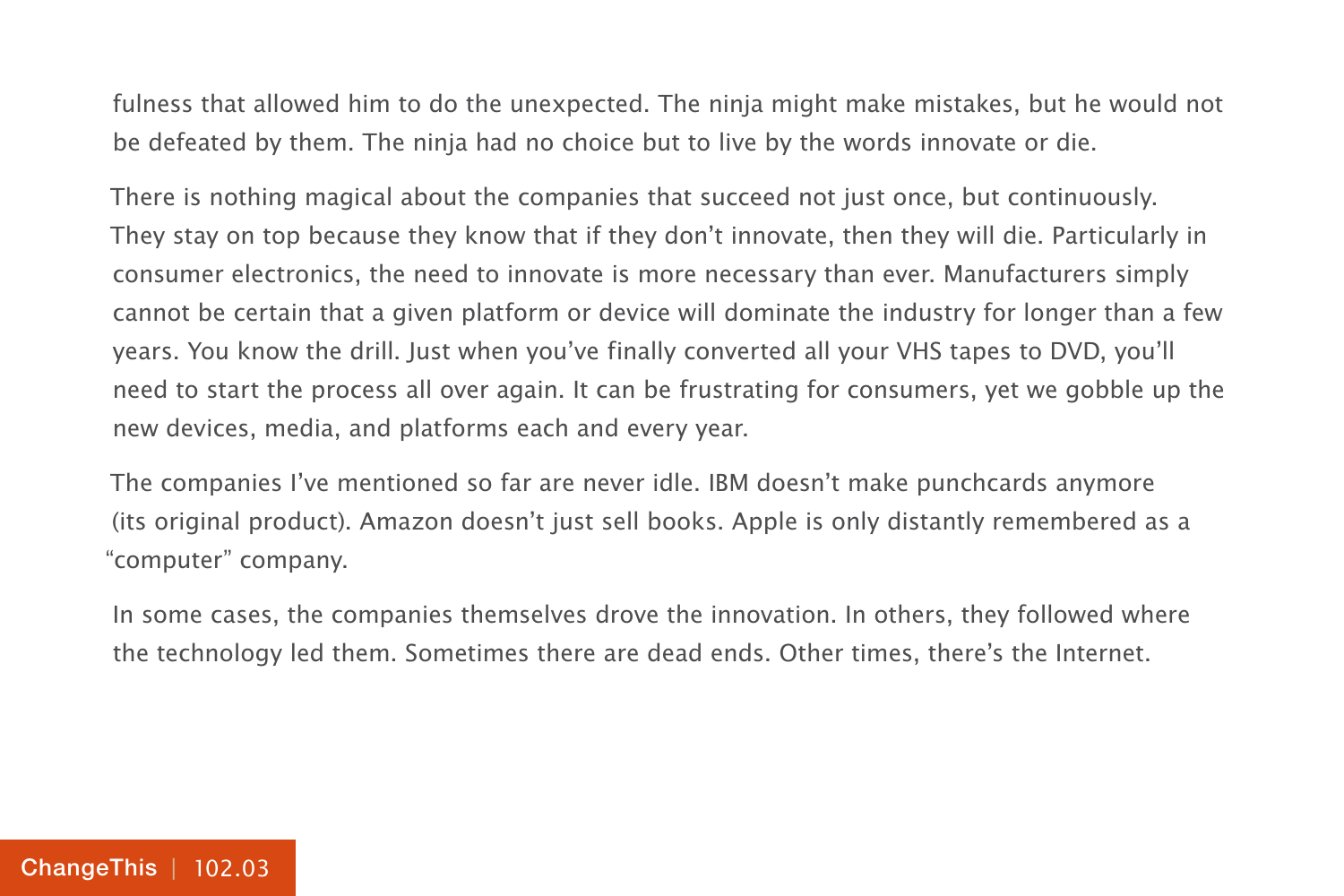fulness that allowed him to do the unexpected. The ninja might make mistakes, but he would not be defeated by them. The ninja had no choice but to live by the words innovate or die.

There is nothing magical about the companies that succeed not just once, but continuously. They stay on top because they know that if they don't innovate, then they will die. Particularly in consumer electronics, the need to innovate is more necessary than ever. Manufacturers simply cannot be certain that a given platform or device will dominate the industry for longer than a few years. You know the drill. Just when you've finally converted all your VHS tapes to DVD, you'll need to start the process all over again. It can be frustrating for consumers, yet we gobble up the new devices, media, and platforms each and every year.

The companies I've mentioned so far are never idle. IBM doesn't make punchcards anymore (its original product). Amazon doesn't just sell books. Apple is only distantly remembered as a "computer" company.

In some cases, the companies themselves drove the innovation. In others, they followed where the technology led them. Sometimes there are dead ends. Other times, there's the Internet.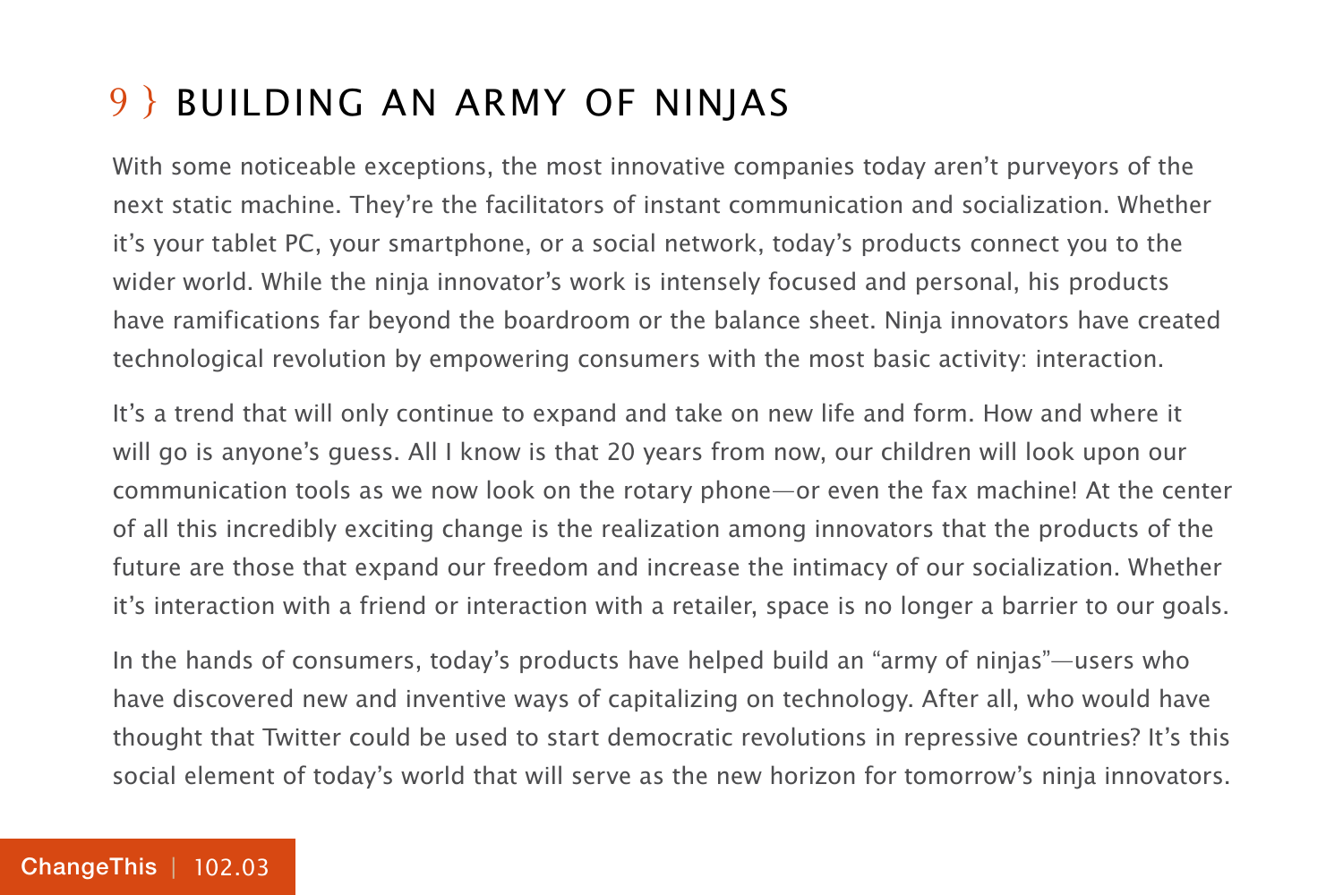# 9 } BUILDING AN ARMY OF NINJAS

With some noticeable exceptions, the most innovative companies today aren't purveyors of the next static machine. They're the facilitators of instant communication and socialization. Whether it's your tablet PC, your smartphone, or a social network, today's products connect you to the wider world. While the ninja innovator's work is intensely focused and personal, his products have ramifications far beyond the boardroom or the balance sheet. Ninja innovators have created technological revolution by empowering consumers with the most basic activity: interaction.

It's a trend that will only continue to expand and take on new life and form. How and where it will go is anyone's guess. All I know is that 20 years from now, our children will look upon our communication tools as we now look on the rotary phone—or even the fax machine! At the center of all this incredibly exciting change is the realization among innovators that the products of the future are those that expand our freedom and increase the intimacy of our socialization. Whether it's interaction with a friend or interaction with a retailer, space is no longer a barrier to our goals.

In the hands of consumers, today's products have helped build an "army of ninjas"—users who have discovered new and inventive ways of capitalizing on technology. After all, who would have thought that Twitter could be used to start democratic revolutions in repressive countries? It's this social element of today's world that will serve as the new horizon for tomorrow's ninja innovators.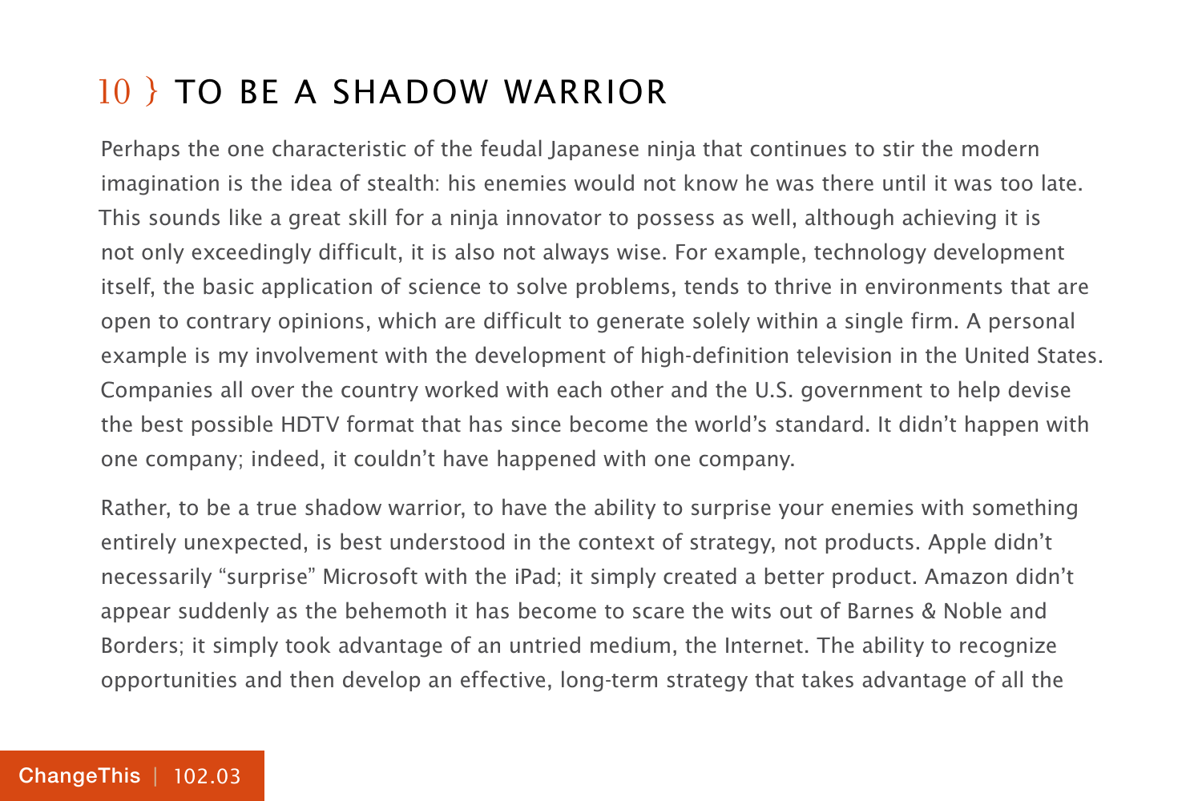# 10 } TO BE A SHADOW WARRIOR

Perhaps the one characteristic of the feudal Japanese ninja that continues to stir the modern imagination is the idea of stealth: his enemies would not know he was there until it was too late. This sounds like a great skill for a ninja innovator to possess as well, although achieving it is not only exceedingly difficult, it is also not always wise. For example, technology development itself, the basic application of science to solve problems, tends to thrive in environments that are open to contrary opinions, which are difficult to generate solely within a single firm. A personal example is my involvement with the development of high-definition television in the United States. Companies all over the country worked with each other and the U.S. government to help devise the best possible HDTV format that has since become the world's standard. It didn't happen with one company; indeed, it couldn't have happened with one company.

Rather, to be a true shadow warrior, to have the ability to surprise your enemies with something entirely unexpected, is best understood in the context of strategy, not products. Apple didn't necessarily "surprise" Microsoft with the iPad; it simply created a better product. Amazon didn't appear suddenly as the behemoth it has become to scare the wits out of Barnes & Noble and Borders; it simply took advantage of an untried medium, the Internet. The ability to recognize opportunities and then develop an effective, long-term strategy that takes advantage of all the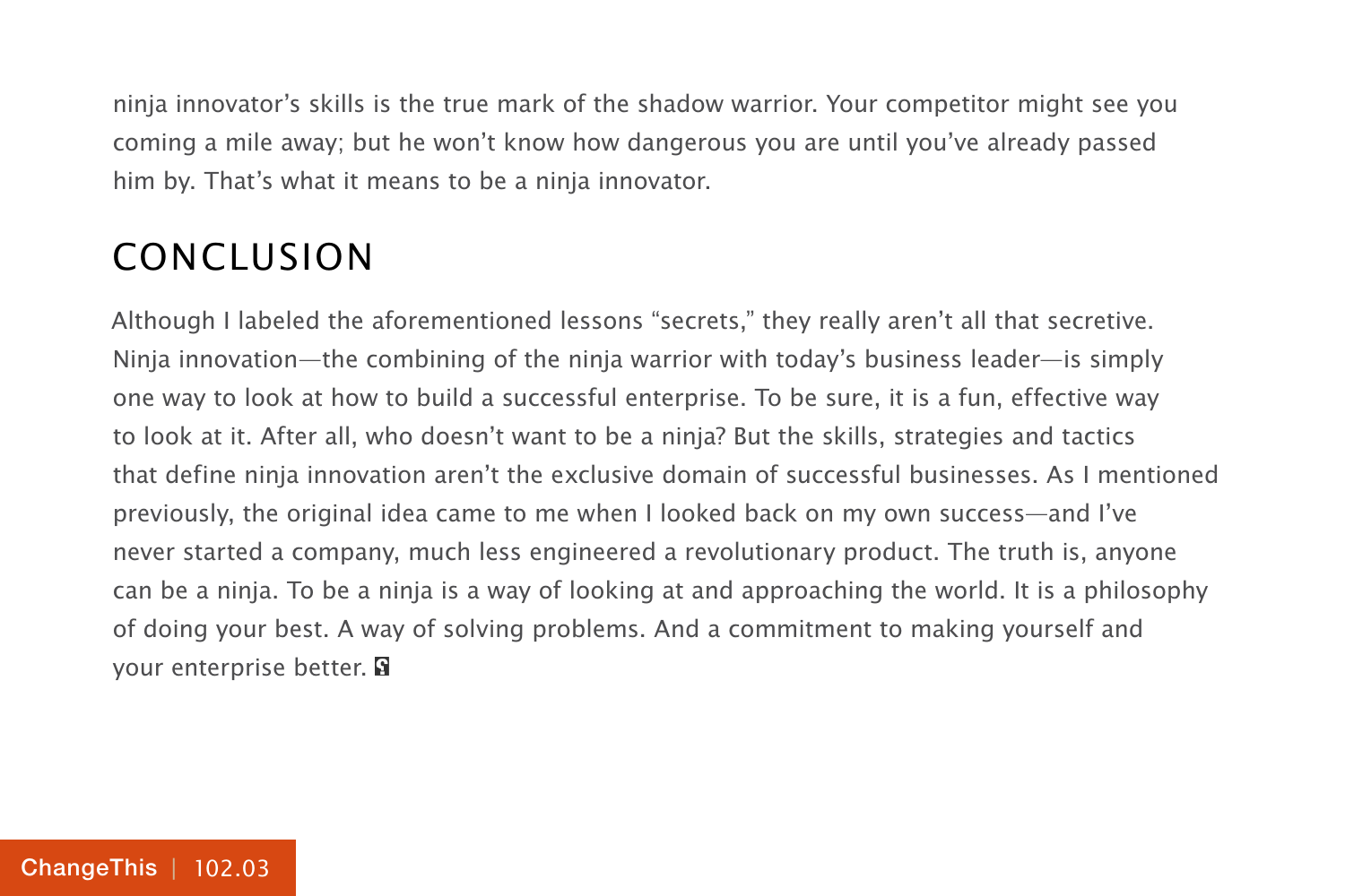ninja innovator's skills is the true mark of the shadow warrior. Your competitor might see you coming a mile away; but he won't know how dangerous you are until you've already passed him by. That's what it means to be a ninja innovator.

## CONCLUSION

Although I labeled the aforementioned lessons "secrets," they really aren't all that secretive. Ninja innovation—the combining of the ninja warrior with today's business leader—is simply one way to look at how to build a successful enterprise. To be sure, it is a fun, effective way to look at it. After all, who doesn't want to be a ninja? But the skills, strategies and tactics that define ninja innovation aren't the exclusive domain of successful businesses. As I mentioned previously, the original idea came to me when I looked back on my own success—and I've never started a company, much less engineered a revolutionary product. The truth is, anyone can be a ninja. To be a ninja is a way of looking at and approaching the world. It is a philosophy of doing your best. A way of solving problems. And a commitment to making yourself and your enterprise better.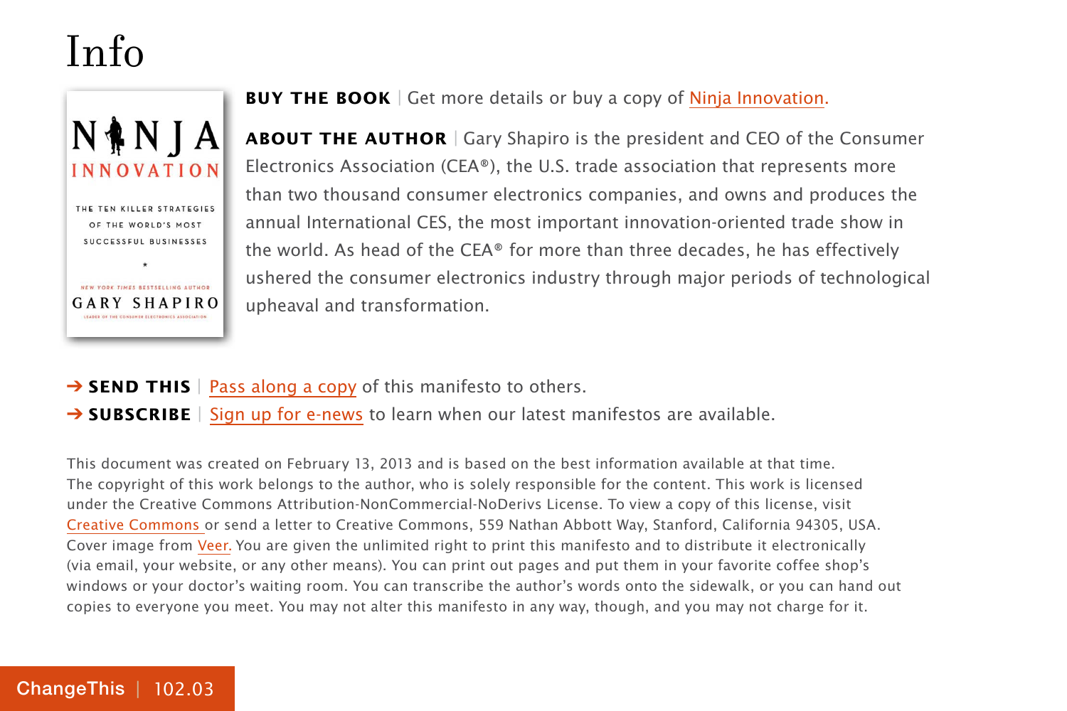# Info

**BUY THE BOOK** | Get more details or buy a copy of Ninja Innovation.

**ABOUT THE AUTHOR** | Gary Shapiro is the president and CEO of the Consumer Electronics Association (CEA®), the U.S. trade association that represents more than two thousand consumer electronics companies, and owns and produces the annual International CES, the most important innovation-oriented trade show in the world. As head of the CEA® for more than three decades, he has effectively ushered the consumer electronics industry through major periods of technological upheaval and transformation.

➔ **SEND THIS** | Pass along a copy of this manifesto to others.

➔ **SUBSCRIBE** | Sign up for e-news to learn when our latest manifestos are available.

This document was created on February 13, 2013 and is based on the best information available at that time. The copyright of this work belongs to the author, who is solely responsible for the content. This work is licensed under the Creative Commons Attribution-NonCommercial-NoDerivs License. To view a copy of this license, visit Creative Commons or send a letter to Creative Commons, 559 Nathan Abbott Way, Stanford, California 94305, USA. Cover image from Veer. You are given the unlimited right to print this manifesto and to distribute it electronically (via email, your website, or any other means). You can print out pages and put them in your favorite coffee shop's windows or your doctor's waiting room. You can transcribe the author's words onto the sidewalk, or you can hand out copies to everyone you meet. You may not alter this manifesto in any way, though, and you may not charge for it.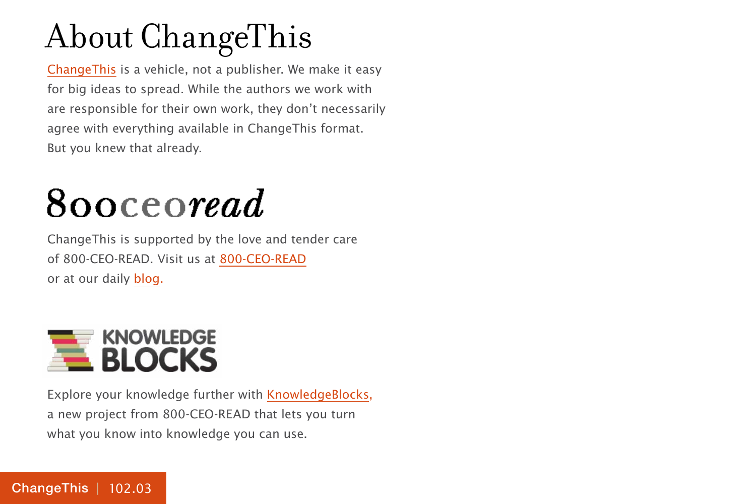# About ChangeThis

ChangeThis is a vehicle, not a publisher. We make it easy for big ideas to spread. While the authors we work with are responsible for their own work, they don't necessarily agree with everything available in ChangeThis format. But you knew that already.

800ceoread

ChangeThis is supported by the love and tender care of 800-CEO-READ. Visit us at 800-CEO-READ or at our daily blog.

KNOWLEDGE BLOCKS

Explore your knowledge further with KnowledgeBlocks, a new project from 800-CEO-READ that lets you turn what you know into knowledge you can use.